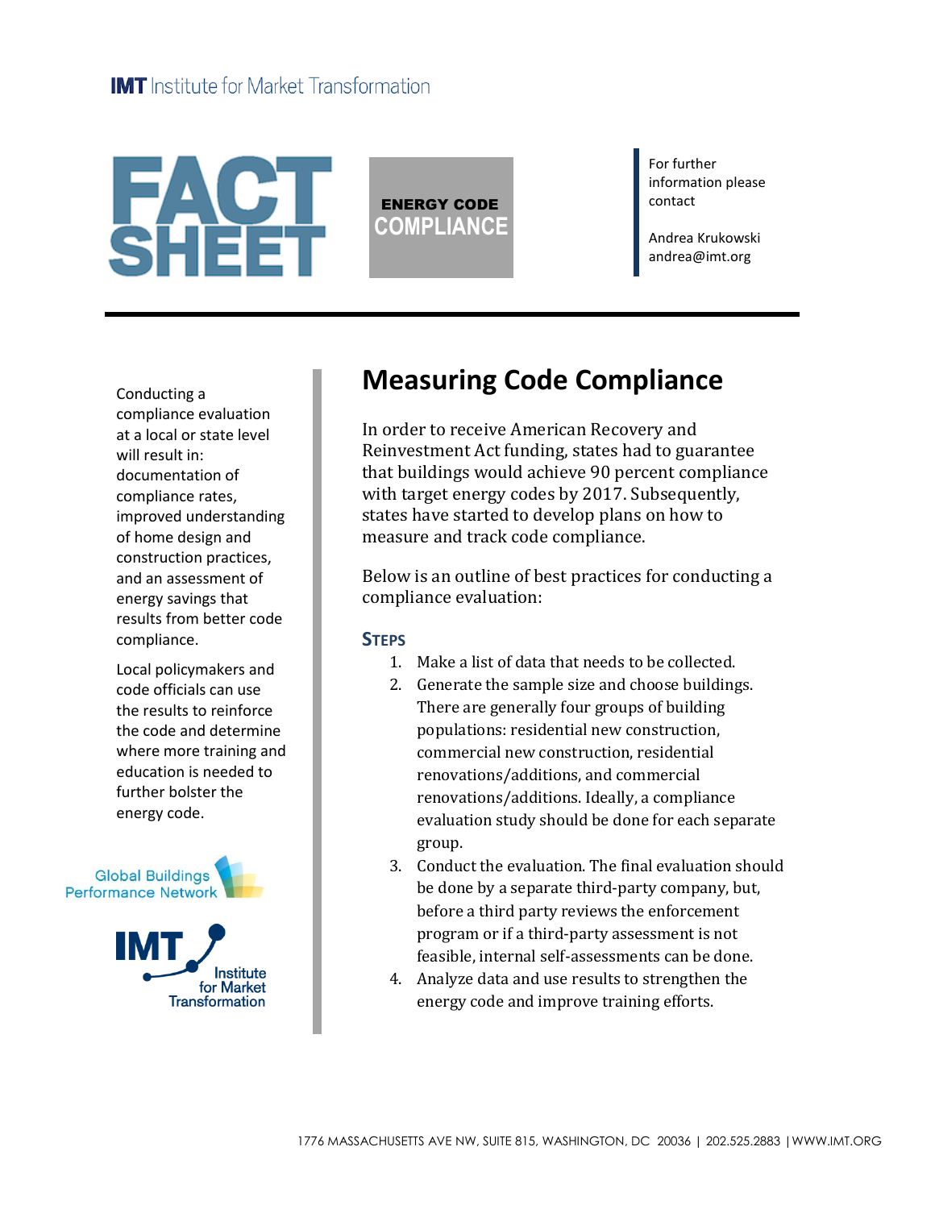IMT Institute for Market Transformation

# FACT SHEET

**ENERGY CODE COMPLIANCE**

For further information please contact

Andrea Krukowski
andrea@imt.org

Conducting a compliance evaluation at a local or state level will result in: documentation of compliance rates, improved understanding of home design and construction practices, and an assessment of energy savings that results from better code compliance.

Local policymakers and code officials can use the results to reinforce the code and determine where more training and education is needed to further bolster the energy code.

Global Buildings Performance Network

IMT Institute for Market Transformation

## Measuring Code Compliance

In order to receive American Recovery and Reinvestment Act funding, states had to guarantee that buildings would achieve 90 percent compliance with target energy codes by 2017. Subsequently, states have started to develop plans on how to measure and track code compliance.

Below is an outline of best practices for conducting a compliance evaluation:

### Steps

1. Make a list of data that needs to be collected.
2. Generate the sample size and choose buildings. There are generally four groups of building populations: residential new construction, commercial new construction, residential renovations/additions, and commercial renovations/additions. Ideally, a compliance evaluation study should be done for each separate group.
3. Conduct the evaluation. The final evaluation should be done by a separate third-party company, but, before a third party reviews the enforcement program or if a third-party assessment is not feasible, internal self-assessments can be done.
4. Analyze data and use results to strengthen the energy code and improve training efforts.

1776 MASSACHUSETTS AVE NW, SUITE 815, WASHINGTON, DC 20036 | 202.525.2883 | WWW.IMT.ORG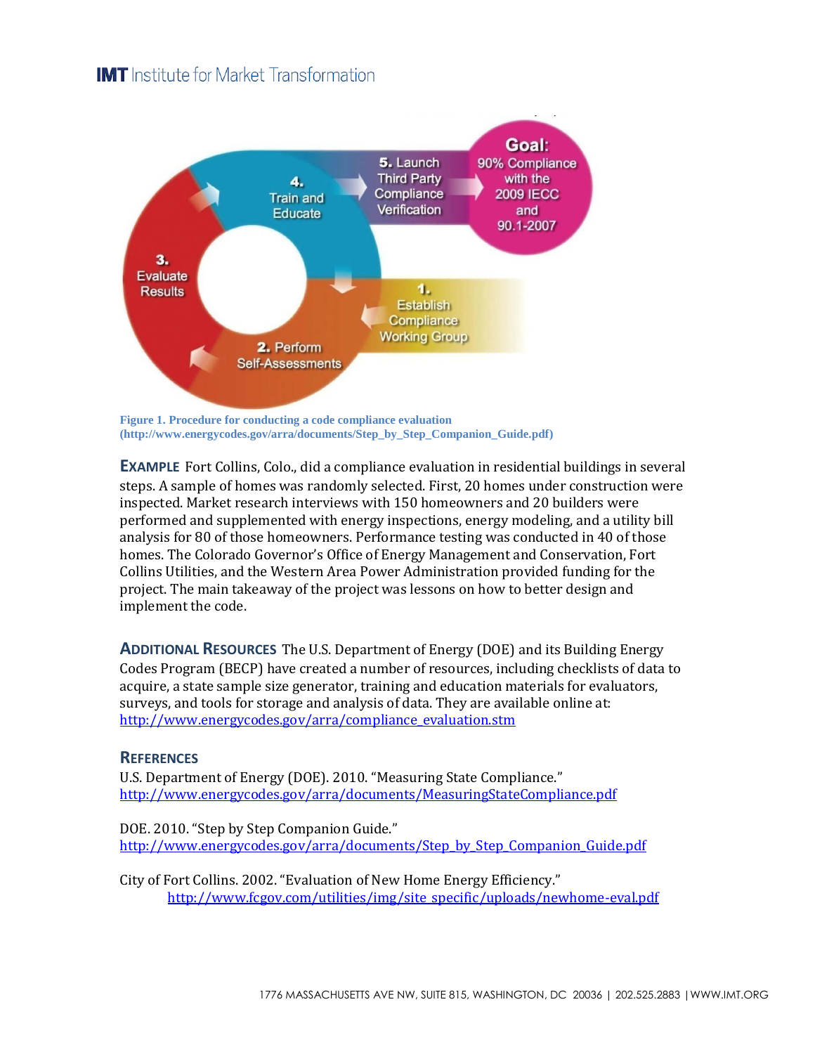5. Launch Third Party Compliance Verification

Goal: 90% Compliance with the 2009 IECC and 90.1-2007

4. Train and Educate

3. Evaluate Results

1. Establish Compliance Working Group

2. Perform Self-Assessments

**Figure 1. Procedure for conducting a code compliance evaluation (http://www.energycodes.gov/arra/documents/Step_by_Step_Companion_Guide.pdf)**

**EXAMPLE** Fort Collins, Colo., did a compliance evaluation in residential buildings in several steps. A sample of homes was randomly selected. First, 20 homes under construction were inspected. Market research interviews with 150 homeowners and 20 builders were performed and supplemented with energy inspections, energy modeling, and a utility bill analysis for 80 of those homeowners. Performance testing was conducted in 40 of those homes. The Colorado Governor's Office of Energy Management and Conservation, Fort Collins Utilities, and the Western Area Power Administration provided funding for the project. The main takeaway of the project was lessons on how to better design and implement the code.

**ADDITIONAL RESOURCES** The U.S. Department of Energy (DOE) and its Building Energy Codes Program (BECP) have created a number of resources, including checklists of data to acquire, a state sample size generator, training and education materials for evaluators, surveys, and tools for storage and analysis of data. They are available online at: http://www.energycodes.gov/arra/compliance_evaluation.stm

## REFERENCES

U.S. Department of Energy (DOE). 2010. "Measuring State Compliance."
http://www.energycodes.gov/arra/documents/MeasuringStateCompliance.pdf

DOE. 2010. "Step by Step Companion Guide."
http://www.energycodes.gov/arra/documents/Step_by_Step_Companion_Guide.pdf

City of Fort Collins. 2002. "Evaluation of New Home Energy Efficiency."
http://www.fcgov.com/utilities/img/site_specific/uploads/newhome-eval.pdf